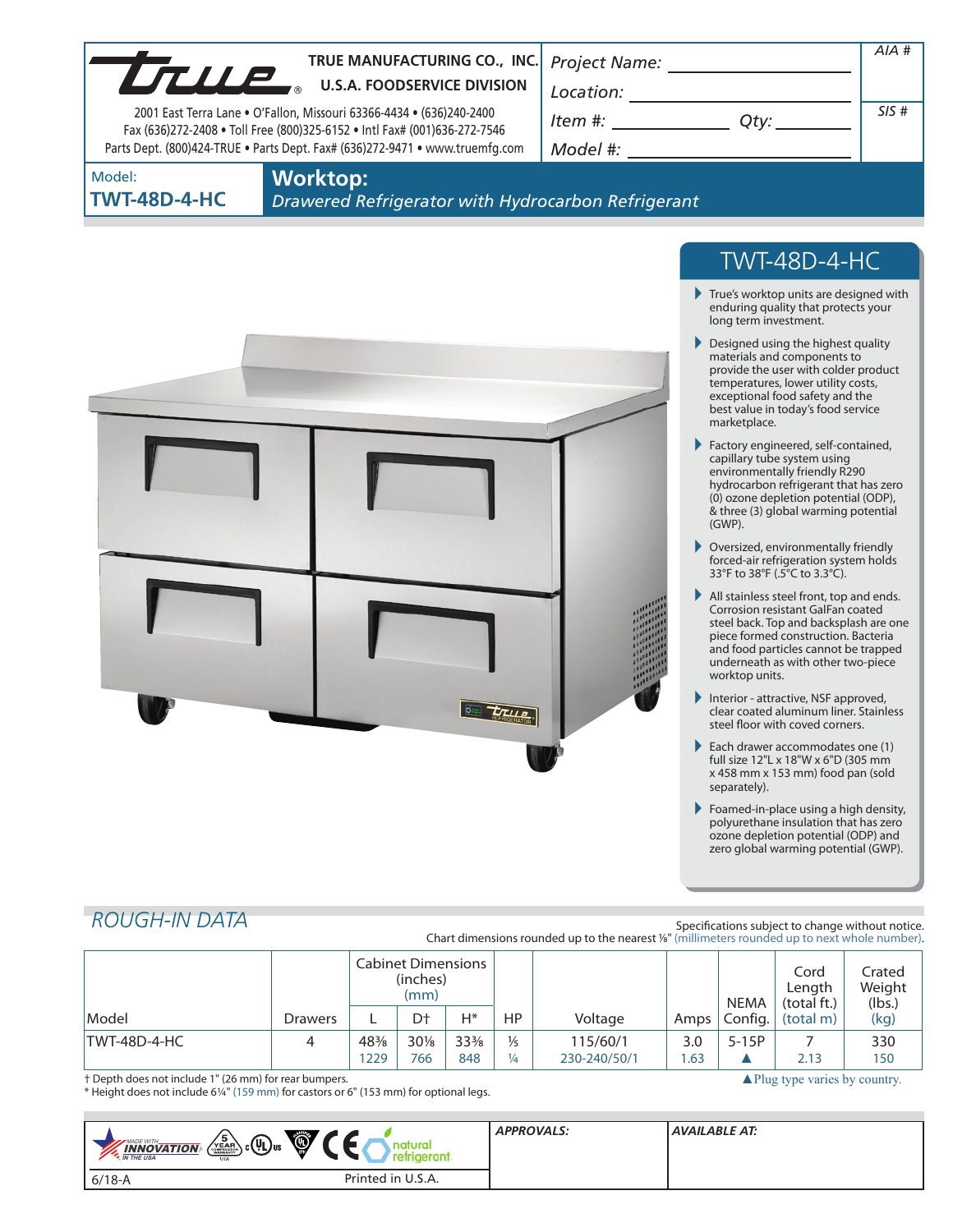**TRUE MANUFACTURING CO., INC.**
**U.S.A. FOODSERVICE DIVISION**

2001 East Terra Lane • O'Fallon, Missouri 63366-4434 • (636)240-2400
Fax (636)272-2408 • Toll Free (800)325-6152 • Intl Fax# (001)636-272-7546
Parts Dept. (800)424-TRUE • Parts Dept. Fax# (636)272-9471 • www.truemfg.com

| | | |
|---|---|---|
| Project Name: | | AIA # |
| Location: | | |
| Item #: | Qty: | SIS # |
| Model #: | | |

Model: **TWT-48D-4-HC**

# Worktop:

*Drawered Refrigerator with Hydrocarbon Refrigerant*

## TWT-48D-4-HC

- True's worktop units are designed with enduring quality that protects your long term investment.
- Designed using the highest quality materials and components to provide the user with colder product temperatures, lower utility costs, exceptional food safety and the best value in today's food service marketplace.
- Factory engineered, self-contained, capillary tube system using environmentally friendly R290 hydrocarbon refrigerant that has zero (0) ozone depletion potential (ODP), & three (3) global warming potential (GWP).
- Oversized, environmentally friendly forced-air refrigeration system holds 33°F to 38°F (.5°C to 3.3°C).
- All stainless steel front, top and ends. Corrosion resistant GalFan coated steel back. Top and backsplash are one piece formed construction. Bacteria and food particles cannot be trapped underneath as with other two-piece worktop units.
- Interior - attractive, NSF approved, clear coated aluminum liner. Stainless steel floor with coved corners.
- Each drawer accommodates one (1) full size 12"L x 18"W x 6"D (305 mm x 458 mm x 153 mm) food pan (sold separately).
- Foamed-in-place using a high density, polyurethane insulation that has zero ozone depletion potential (ODP) and zero global warming potential (GWP).

## ROUGH-IN DATA

Specifications subject to change without notice.
Chart dimensions rounded up to the nearest ⅛" (millimeters rounded up to next whole number).

| Model | Drawers | Cabinet Dimensions (inches) (mm) L | D† | H* | HP | Voltage | Amps | NEMA Config. | Cord Length (total ft.) (total m) | Crated Weight (lbs.) (kg) |
|---|---|---|---|---|---|---|---|---|---|---|
| TWT-48D-4-HC | 4 | 48⅜<br>1229 | 30⅛<br>766 | 33⅜<br>848 | ⅓<br>¼ | 115/60/1<br>230-240/50/1 | 3.0<br>1.63 | 5-15P<br>▲ | 7<br>2.13 | 330<br>150 |

† Depth does not include 1" (26 mm) for rear bumpers.
* Height does not include 6¼" (159 mm) for castors or 6" (153 mm) for optional legs.
▲Plug type varies by country.

| | APPROVALS: | AVAILABLE AT: |
|---|---|---|
| 6/18-A — Printed in U.S.A. | | |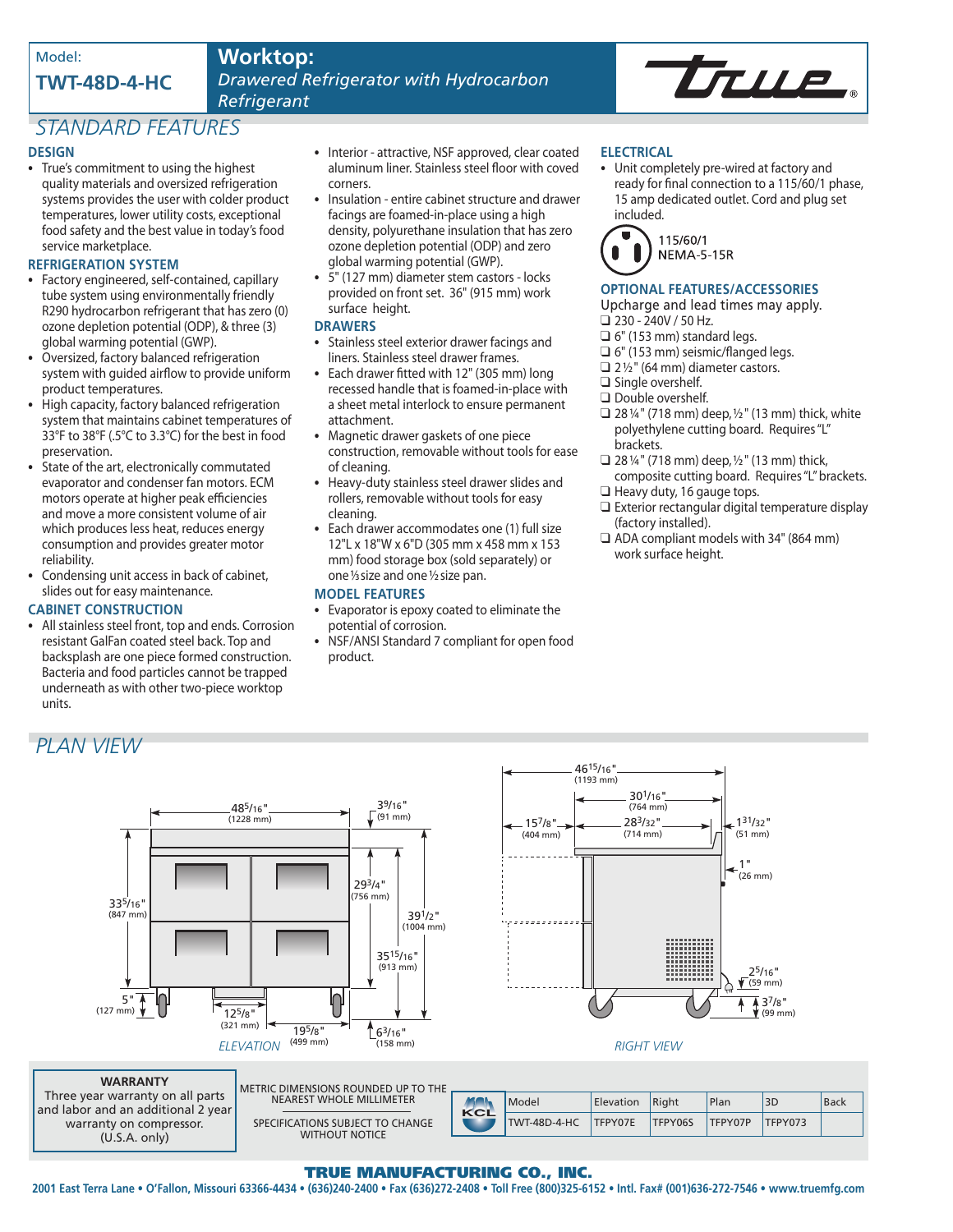Model:

**TWT-48D-4-HC**

# Worktop:

*Drawered Refrigerator with Hydrocarbon Refrigerant*

## *STANDARD FEATURES*

### DESIGN

- True's commitment to using the highest quality materials and oversized refrigeration systems provides the user with colder product temperatures, lower utility costs, exceptional food safety and the best value in today's food service marketplace.

### REFRIGERATION SYSTEM

- Factory engineered, self-contained, capillary tube system using environmentally friendly R290 hydrocarbon refrigerant that has zero (0) ozone depletion potential (ODP), & three (3) global warming potential (GWP).
- Oversized, factory balanced refrigeration system with guided airflow to provide uniform product temperatures.
- High capacity, factory balanced refrigeration system that maintains cabinet temperatures of 33°F to 38°F (.5°C to 3.3°C) for the best in food preservation.
- State of the art, electronically commutated evaporator and condenser fan motors. ECM motors operate at higher peak efficiencies and move a more consistent volume of air which produces less heat, reduces energy consumption and provides greater motor reliability.
- Condensing unit access in back of cabinet, slides out for easy maintenance.

### CABINET CONSTRUCTION

- All stainless steel front, top and ends. Corrosion resistant GalFan coated steel back. Top and backsplash are one piece formed construction. Bacteria and food particles cannot be trapped underneath as with other two-piece worktop units.
- Interior - attractive, NSF approved, clear coated aluminum liner. Stainless steel floor with coved corners.
- Insulation - entire cabinet structure and drawer facings are foamed-in-place using a high density, polyurethane insulation that has zero ozone depletion potential (ODP) and zero global warming potential (GWP).
- 5" (127 mm) diameter stem castors - locks provided on front set. 36" (915 mm) work surface height.

### DRAWERS

- Stainless steel exterior drawer facings and liners. Stainless steel drawer frames.
- Each drawer fitted with 12" (305 mm) long recessed handle that is foamed-in-place with a sheet metal interlock to ensure permanent attachment.
- Magnetic drawer gaskets of one piece construction, removable without tools for ease of cleaning.
- Heavy-duty stainless steel drawer slides and rollers, removable without tools for easy cleaning.
- Each drawer accommodates one (1) full size 12"L x 18"W x 6"D (305 mm x 458 mm x 153 mm) food storage box (sold separately) or one ⅓ size and one ½ size pan.

### MODEL FEATURES

- Evaporator is epoxy coated to eliminate the potential of corrosion.
- NSF/ANSI Standard 7 compliant for open food product.

### ELECTRICAL

- Unit completely pre-wired at factory and ready for final connection to a 115/60/1 phase, 15 amp dedicated outlet. Cord and plug set included.

115/60/1
NEMA-5-15R

### OPTIONAL FEATURES/ACCESSORIES

Upcharge and lead times may apply.

- ❑ 230 - 240V / 50 Hz.
- ❑ 6" (153 mm) standard legs.
- ❑ 6" (153 mm) seismic/flanged legs.
- ❑ 2½" (64 mm) diameter castors.
- ❑ Single overshelf.
- ❑ Double overshelf.
- ❑ 28¼" (718 mm) deep, ½" (13 mm) thick, white polyethylene cutting board. Requires "L" brackets.
- ❑ 28¼" (718 mm) deep, ½" (13 mm) thick, composite cutting board. Requires "L" brackets.
- ❑ Heavy duty, 16 gauge tops.
- ❑ Exterior rectangular digital temperature display (factory installed).
- ❑ ADA compliant models with 34" (864 mm) work surface height.

## *PLAN VIEW*

48 5/16" (1228 mm)
3 9/16" (91 mm)
29 3/4" (756 mm)
39 1/2" (1004 mm)
35 15/16" (913 mm)
33 5/16" (847 mm)
5" (127 mm)
12 5/8" (321 mm)
19 5/8" (499 mm)
6 3/16" (158 mm)

*ELEVATION*

46 15/16" (1193 mm)
30 1/16" (764 mm)
15 7/8" (404 mm)
28 3/32" (714 mm)
1 31/32" (51 mm)
1" (26 mm)
2 5/16" (59 mm)
3 7/8" (99 mm)

*RIGHT VIEW*

**WARRANTY**
Three year warranty on all parts and labor and an additional 2 year warranty on compressor. (U.S.A. only)

METRIC DIMENSIONS ROUNDED UP TO THE NEAREST WHOLE MILLIMETER

SPECIFICATIONS SUBJECT TO CHANGE WITHOUT NOTICE

| Model | Elevation | Right | Plan | 3D | Back |
|---|---|---|---|---|---|
| TWT-48D-4-HC | TFPY07E | TFPY06S | TFPY07P | TFPY073 | |

**TRUE MANUFACTURING CO., INC.**

**2001 East Terra Lane • O'Fallon, Missouri 63366-4434 • (636)240-2400 • Fax (636)272-2408 • Toll Free (800)325-6152 • Intl. Fax# (001)636-272-7546 • www.truemfg.com**